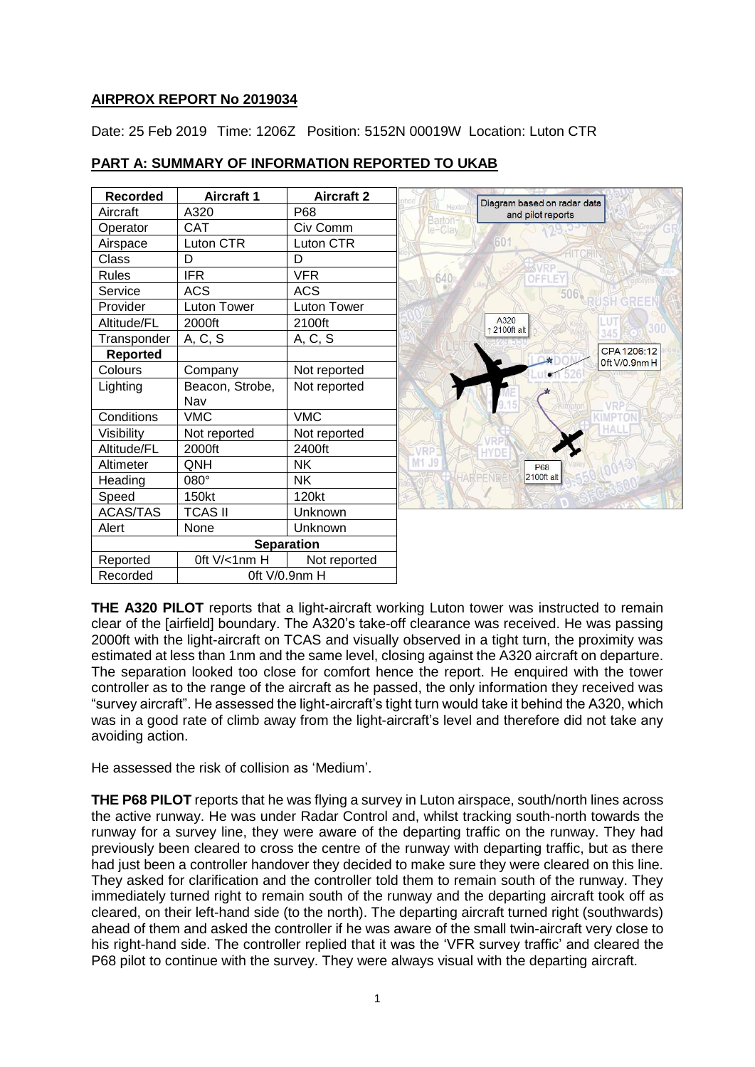## AIRPROX REPORT No 2019034

Date: 25 Feb 2019 Time: 1206Z Position: 5152N 00019W Location: Luton CTR

## PART A: SUMMARY OF INFORMATION REPORTED TO UKAB

| Recorded | Aircraft 1 | Aircraft 2 |
|---|---|---|
| Aircraft | A320 | P68 |
| Operator | CAT | Civ Comm |
| Airspace | Luton CTR | Luton CTR |
| Class | D | D |
| Rules | IFR | VFR |
| Service | ACS | ACS |
| Provider | Luton Tower | Luton Tower |
| Altitude/FL | 2000ft | 2100ft |
| Transponder | A, C, S | A, C, S |
| **Reported** | | |
| Colours | Company | Not reported |
| Lighting | Beacon, Strobe, Nav | Not reported |
| Conditions | VMC | VMC |
| Visibility | Not reported | Not reported |
| Altitude/FL | 2000ft | 2400ft |
| Altimeter | QNH | NK |
| Heading | 080° | NK |
| Speed | 150kt | 120kt |
| ACAS/TAS | TCAS II | Unknown |
| Alert | None | Unknown |
| **Separation** | | |
| Reported | 0ft V/<1nm H | Not reported |
| Recorded | 0ft V/0.9nm H | |

Diagram based on radar data and pilot reports

A320 ↑2100ft alt

CPA 1206:12 0ft V/0.9nm H

P68 2100ft alt

**THE A320 PILOT** reports that a light-aircraft working Luton tower was instructed to remain clear of the [airfield] boundary. The A320's take-off clearance was received. He was passing 2000ft with the light-aircraft on TCAS and visually observed in a tight turn, the proximity was estimated at less than 1nm and the same level, closing against the A320 aircraft on departure. The separation looked too close for comfort hence the report. He enquired with the tower controller as to the range of the aircraft as he passed, the only information they received was "survey aircraft". He assessed the light-aircraft's tight turn would take it behind the A320, which was in a good rate of climb away from the light-aircraft's level and therefore did not take any avoiding action.

He assessed the risk of collision as 'Medium'.

**THE P68 PILOT** reports that he was flying a survey in Luton airspace, south/north lines across the active runway. He was under Radar Control and, whilst tracking south-north towards the runway for a survey line, they were aware of the departing traffic on the runway. They had previously been cleared to cross the centre of the runway with departing traffic, but as there had just been a controller handover they decided to make sure they were cleared on this line. They asked for clarification and the controller told them to remain south of the runway. They immediately turned right to remain south of the runway and the departing aircraft took off as cleared, on their left-hand side (to the north). The departing aircraft turned right (southwards) ahead of them and asked the controller if he was aware of the small twin-aircraft very close to his right-hand side. The controller replied that it was the 'VFR survey traffic' and cleared the P68 pilot to continue with the survey. They were always visual with the departing aircraft.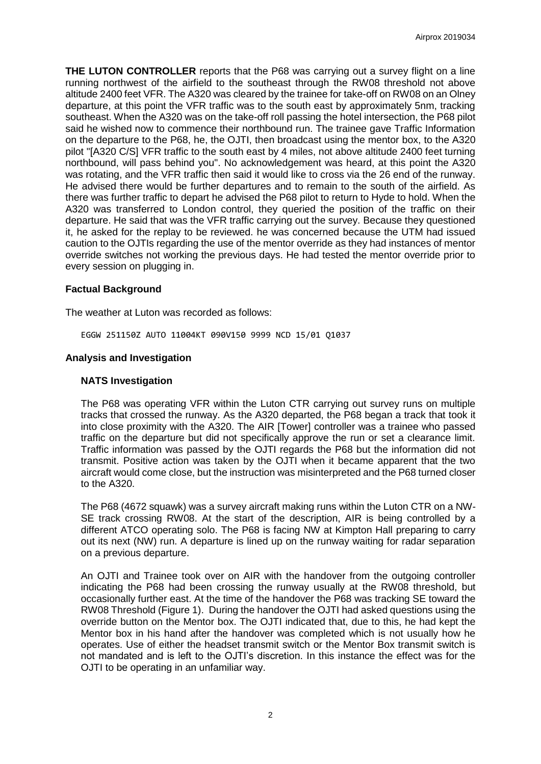**THE LUTON CONTROLLER** reports that the P68 was carrying out a survey flight on a line running northwest of the airfield to the southeast through the RW08 threshold not above altitude 2400 feet VFR. The A320 was cleared by the trainee for take-off on RW08 on an Olney departure, at this point the VFR traffic was to the south east by approximately 5nm, tracking southeast. When the A320 was on the take-off roll passing the hotel intersection, the P68 pilot said he wished now to commence their northbound run. The trainee gave Traffic Information on the departure to the P68, he, the OJTI, then broadcast using the mentor box, to the A320 pilot "[A320 C/S] VFR traffic to the south east by 4 miles, not above altitude 2400 feet turning northbound, will pass behind you". No acknowledgement was heard, at this point the A320 was rotating, and the VFR traffic then said it would like to cross via the 26 end of the runway. He advised there would be further departures and to remain to the south of the airfield. As there was further traffic to depart he advised the P68 pilot to return to Hyde to hold. When the A320 was transferred to London control, they queried the position of the traffic on their departure. He said that was the VFR traffic carrying out the survey. Because they questioned it, he asked for the replay to be reviewed. he was concerned because the UTM had issued caution to the OJTIs regarding the use of the mentor override as they had instances of mentor override switches not working the previous days. He had tested the mentor override prior to every session on plugging in.

### Factual Background

The weather at Luton was recorded as follows:

```
EGGW 251150Z AUTO 11004KT 090V150 9999 NCD 15/01 Q1037
```

### Analysis and Investigation

#### NATS Investigation

The P68 was operating VFR within the Luton CTR carrying out survey runs on multiple tracks that crossed the runway. As the A320 departed, the P68 began a track that took it into close proximity with the A320. The AIR [Tower] controller was a trainee who passed traffic on the departure but did not specifically approve the run or set a clearance limit. Traffic information was passed by the OJTI regards the P68 but the information did not transmit. Positive action was taken by the OJTI when it became apparent that the two aircraft would come close, but the instruction was misinterpreted and the P68 turned closer to the A320.

The P68 (4672 squawk) was a survey aircraft making runs within the Luton CTR on a NW-SE track crossing RW08. At the start of the description, AIR is being controlled by a different ATCO operating solo. The P68 is facing NW at Kimpton Hall preparing to carry out its next (NW) run. A departure is lined up on the runway waiting for radar separation on a previous departure.

An OJTI and Trainee took over on AIR with the handover from the outgoing controller indicating the P68 had been crossing the runway usually at the RW08 threshold, but occasionally further east. At the time of the handover the P68 was tracking SE toward the RW08 Threshold (Figure 1). During the handover the OJTI had asked questions using the override button on the Mentor box. The OJTI indicated that, due to this, he had kept the Mentor box in his hand after the handover was completed which is not usually how he operates. Use of either the headset transmit switch or the Mentor Box transmit switch is not mandated and is left to the OJTI's discretion. In this instance the effect was for the OJTI to be operating in an unfamiliar way.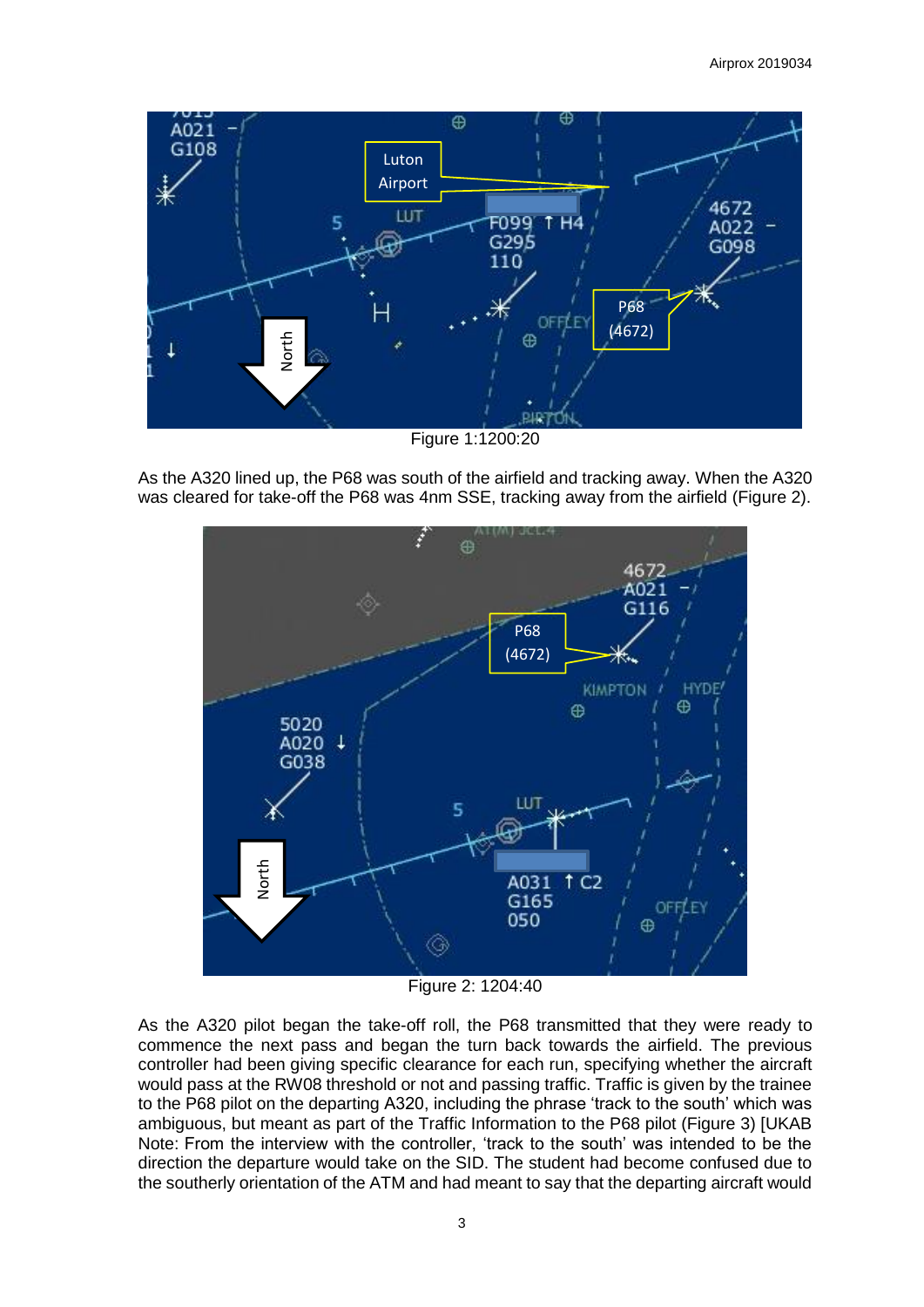Figure 1:1200:20

As the A320 lined up, the P68 was south of the airfield and tracking away. When the A320 was cleared for take-off the P68 was 4nm SSE, tracking away from the airfield (Figure 2).

Figure 2: 1204:40

As the A320 pilot began the take-off roll, the P68 transmitted that they were ready to commence the next pass and began the turn back towards the airfield. The previous controller had been giving specific clearance for each run, specifying whether the aircraft would pass at the RW08 threshold or not and passing traffic. Traffic is given by the trainee to the P68 pilot on the departing A320, including the phrase 'track to the south' which was ambiguous, but meant as part of the Traffic Information to the P68 pilot (Figure 3) [UKAB Note: From the interview with the controller, 'track to the south' was intended to be the direction the departure would take on the SID. The student had become confused due to the southerly orientation of the ATM and had meant to say that the departing aircraft would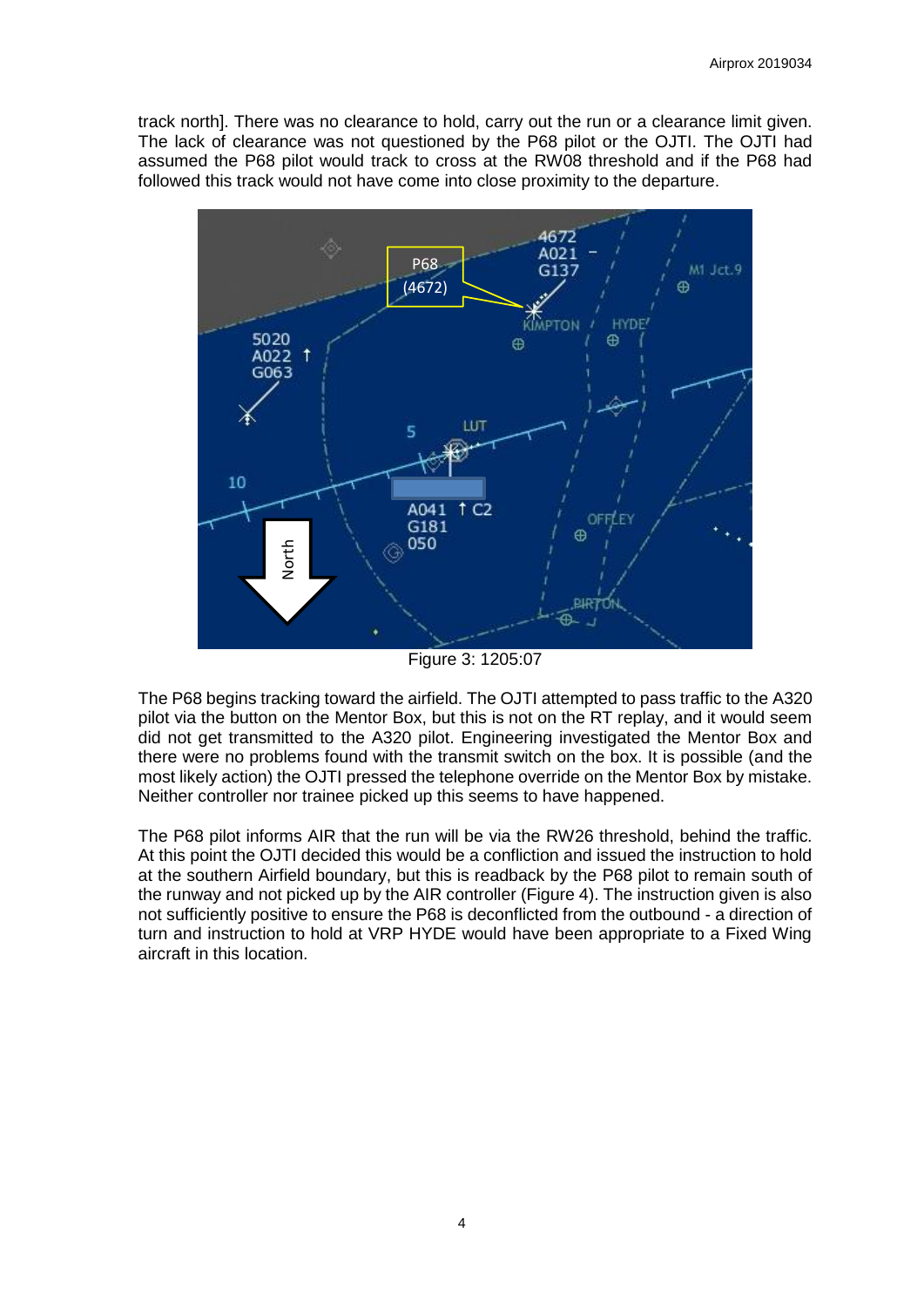track north]. There was no clearance to hold, carry out the run or a clearance limit given. The lack of clearance was not questioned by the P68 pilot or the OJTI. The OJTI had assumed the P68 pilot would track to cross at the RW08 threshold and if the P68 had followed this track would not have come into close proximity to the departure.

Figure 3: 1205:07

The P68 begins tracking toward the airfield. The OJTI attempted to pass traffic to the A320 pilot via the button on the Mentor Box, but this is not on the RT replay, and it would seem did not get transmitted to the A320 pilot. Engineering investigated the Mentor Box and there were no problems found with the transmit switch on the box. It is possible (and the most likely action) the OJTI pressed the telephone override on the Mentor Box by mistake. Neither controller nor trainee picked up this seems to have happened.

The P68 pilot informs AIR that the run will be via the RW26 threshold, behind the traffic. At this point the OJTI decided this would be a confliction and issued the instruction to hold at the southern Airfield boundary, but this is readback by the P68 pilot to remain south of the runway and not picked up by the AIR controller (Figure 4). The instruction given is also not sufficiently positive to ensure the P68 is deconflicted from the outbound - a direction of turn and instruction to hold at VRP HYDE would have been appropriate to a Fixed Wing aircraft in this location.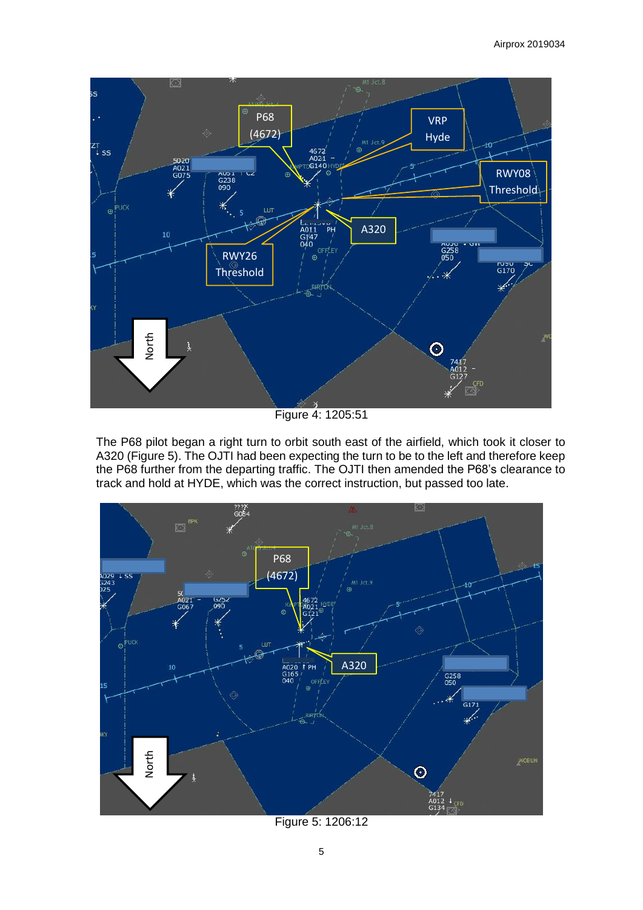Figure 4: 1205:51

The P68 pilot began a right turn to orbit south east of the airfield, which took it closer to A320 (Figure 5). The OJTI had been expecting the turn to be to the left and therefore keep the P68 further from the departing traffic. The OJTI then amended the P68's clearance to track and hold at HYDE, which was the correct instruction, but passed too late.

Figure 5: 1206:12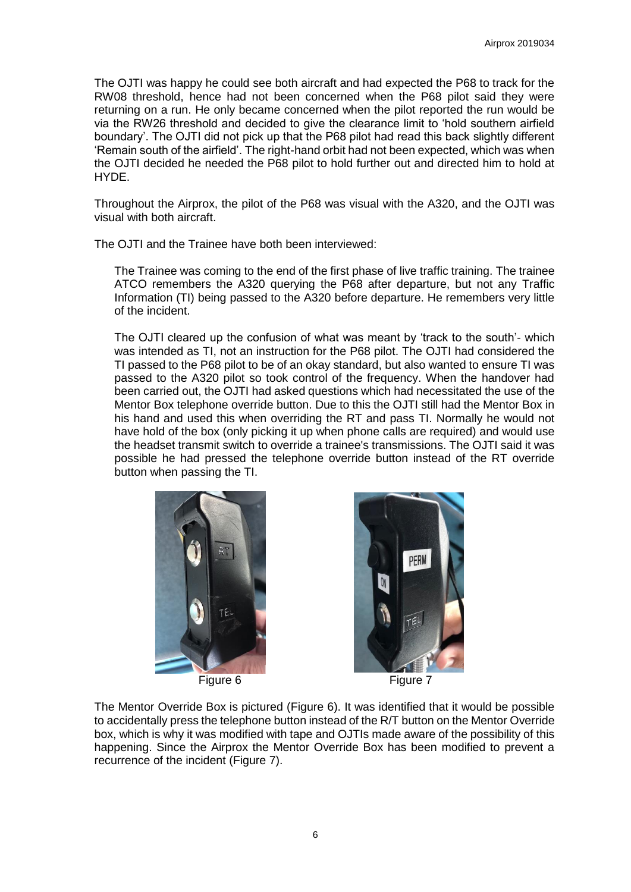The OJTI was happy he could see both aircraft and had expected the P68 to track for the RW08 threshold, hence had not been concerned when the P68 pilot said they were returning on a run. He only became concerned when the pilot reported the run would be via the RW26 threshold and decided to give the clearance limit to 'hold southern airfield boundary'. The OJTI did not pick up that the P68 pilot had read this back slightly different 'Remain south of the airfield'. The right-hand orbit had not been expected, which was when the OJTI decided he needed the P68 pilot to hold further out and directed him to hold at HYDE.

Throughout the Airprox, the pilot of the P68 was visual with the A320, and the OJTI was visual with both aircraft.

The OJTI and the Trainee have both been interviewed:

> The Trainee was coming to the end of the first phase of live traffic training. The trainee ATCO remembers the A320 querying the P68 after departure, but not any Traffic Information (TI) being passed to the A320 before departure. He remembers very little of the incident.
>
> The OJTI cleared up the confusion of what was meant by 'track to the south'- which was intended as TI, not an instruction for the P68 pilot. The OJTI had considered the TI passed to the P68 pilot to be of an okay standard, but also wanted to ensure TI was passed to the A320 pilot so took control of the frequency. When the handover had been carried out, the OJTI had asked questions which had necessitated the use of the Mentor Box telephone override button. Due to this the OJTI still had the Mentor Box in his hand and used this when overriding the RT and pass TI. Normally he would not have hold of the box (only picking it up when phone calls are required) and would use the headset transmit switch to override a trainee's transmissions. The OJTI said it was possible he had pressed the telephone override button instead of the RT override button when passing the TI.

Figure 6

Figure 7

The Mentor Override Box is pictured (Figure 6). It was identified that it would be possible to accidentally press the telephone button instead of the R/T button on the Mentor Override box, which is why it was modified with tape and OJTIs made aware of the possibility of this happening. Since the Airprox the Mentor Override Box has been modified to prevent a recurrence of the incident (Figure 7).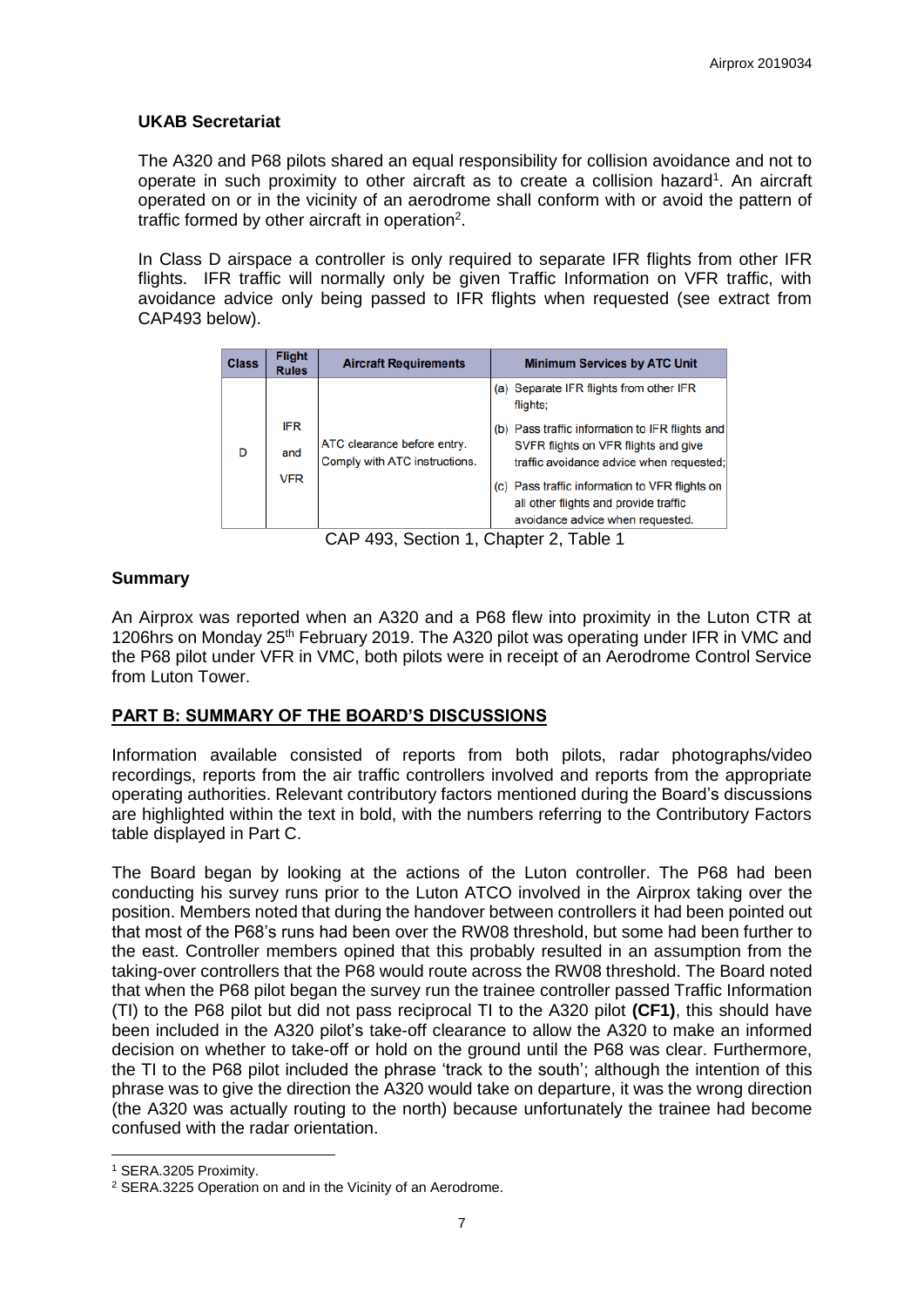### UKAB Secretariat

The A320 and P68 pilots shared an equal responsibility for collision avoidance and not to operate in such proximity to other aircraft as to create a collision hazard[1]. An aircraft operated on or in the vicinity of an aerodrome shall conform with or avoid the pattern of traffic formed by other aircraft in operation[2].

In Class D airspace a controller is only required to separate IFR flights from other IFR flights. IFR traffic will normally only be given Traffic Information on VFR traffic, with avoidance advice only being passed to IFR flights when requested (see extract from CAP493 below).

| Class | Flight Rules | Aircraft Requirements | Minimum Services by ATC Unit |
|---|---|---|---|
| D | IFR and VFR | ATC clearance before entry. Comply with ATC instructions. | (a) Separate IFR flights from other IFR flights; (b) Pass traffic information to IFR flights and SVFR flights on VFR flights and give traffic avoidance advice when requested; (c) Pass traffic information to VFR flights on all other flights and provide traffic avoidance advice when requested. |

CAP 493, Section 1, Chapter 2, Table 1

### Summary

An Airprox was reported when an A320 and a P68 flew into proximity in the Luton CTR at 1206hrs on Monday 25th February 2019. The A320 pilot was operating under IFR in VMC and the P68 pilot under VFR in VMC, both pilots were in receipt of an Aerodrome Control Service from Luton Tower.

## PART B: SUMMARY OF THE BOARD'S DISCUSSIONS

Information available consisted of reports from both pilots, radar photographs/video recordings, reports from the air traffic controllers involved and reports from the appropriate operating authorities. Relevant contributory factors mentioned during the Board's discussions are highlighted within the text in bold, with the numbers referring to the Contributory Factors table displayed in Part C.

The Board began by looking at the actions of the Luton controller. The P68 had been conducting his survey runs prior to the Luton ATCO involved in the Airprox taking over the position. Members noted that during the handover between controllers it had been pointed out that most of the P68's runs had been over the RW08 threshold, but some had been further to the east. Controller members opined that this probably resulted in an assumption from the taking-over controllers that the P68 would route across the RW08 threshold. The Board noted that when the P68 pilot began the survey run the trainee controller passed Traffic Information (TI) to the P68 pilot but did not pass reciprocal TI to the A320 pilot **(CF1)**, this should have been included in the A320 pilot's take-off clearance to allow the A320 to make an informed decision on whether to take-off or hold on the ground until the P68 was clear. Furthermore, the TI to the P68 pilot included the phrase 'track to the south'; although the intention of this phrase was to give the direction the A320 would take on departure, it was the wrong direction (the A320 was actually routing to the north) because unfortunately the trainee had become confused with the radar orientation.

[1] SERA.3205 Proximity.

[2] SERA.3225 Operation on and in the Vicinity of an Aerodrome.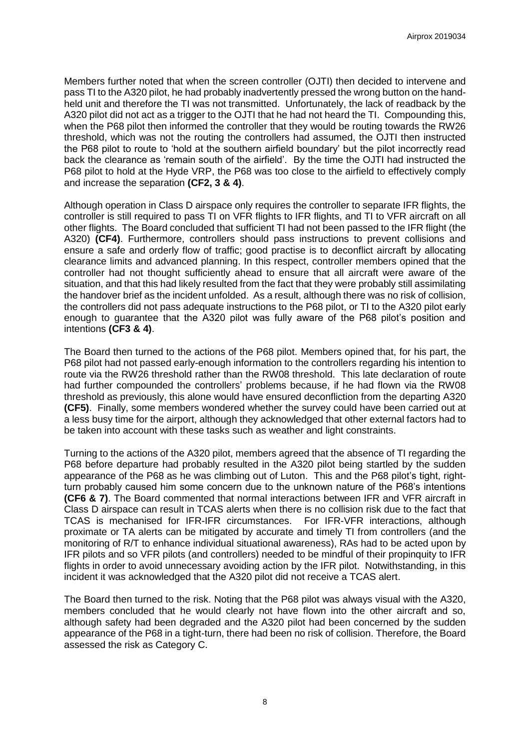Members further noted that when the screen controller (OJTI) then decided to intervene and pass TI to the A320 pilot, he had probably inadvertently pressed the wrong button on the hand-held unit and therefore the TI was not transmitted. Unfortunately, the lack of readback by the A320 pilot did not act as a trigger to the OJTI that he had not heard the TI. Compounding this, when the P68 pilot then informed the controller that they would be routing towards the RW26 threshold, which was not the routing the controllers had assumed, the OJTI then instructed the P68 pilot to route to 'hold at the southern airfield boundary' but the pilot incorrectly read back the clearance as 'remain south of the airfield'. By the time the OJTI had instructed the P68 pilot to hold at the Hyde VRP, the P68 was too close to the airfield to effectively comply and increase the separation **(CF2, 3 & 4)**.

Although operation in Class D airspace only requires the controller to separate IFR flights, the controller is still required to pass TI on VFR flights to IFR flights, and TI to VFR aircraft on all other flights. The Board concluded that sufficient TI had not been passed to the IFR flight (the A320) **(CF4)**. Furthermore, controllers should pass instructions to prevent collisions and ensure a safe and orderly flow of traffic; good practise is to deconflict aircraft by allocating clearance limits and advanced planning. In this respect, controller members opined that the controller had not thought sufficiently ahead to ensure that all aircraft were aware of the situation, and that this had likely resulted from the fact that they were probably still assimilating the handover brief as the incident unfolded. As a result, although there was no risk of collision, the controllers did not pass adequate instructions to the P68 pilot, or TI to the A320 pilot early enough to guarantee that the A320 pilot was fully aware of the P68 pilot's position and intentions **(CF3 & 4)**.

The Board then turned to the actions of the P68 pilot. Members opined that, for his part, the P68 pilot had not passed early-enough information to the controllers regarding his intention to route via the RW26 threshold rather than the RW08 threshold. This late declaration of route had further compounded the controllers' problems because, if he had flown via the RW08 threshold as previously, this alone would have ensured deconfliction from the departing A320 **(CF5)**. Finally, some members wondered whether the survey could have been carried out at a less busy time for the airport, although they acknowledged that other external factors had to be taken into account with these tasks such as weather and light constraints.

Turning to the actions of the A320 pilot, members agreed that the absence of TI regarding the P68 before departure had probably resulted in the A320 pilot being startled by the sudden appearance of the P68 as he was climbing out of Luton. This and the P68 pilot's tight, right-turn probably caused him some concern due to the unknown nature of the P68's intentions **(CF6 & 7)**. The Board commented that normal interactions between IFR and VFR aircraft in Class D airspace can result in TCAS alerts when there is no collision risk due to the fact that TCAS is mechanised for IFR-IFR circumstances. For IFR-VFR interactions, although proximate or TA alerts can be mitigated by accurate and timely TI from controllers (and the monitoring of R/T to enhance individual situational awareness), RAs had to be acted upon by IFR pilots and so VFR pilots (and controllers) needed to be mindful of their propinquity to IFR flights in order to avoid unnecessary avoiding action by the IFR pilot. Notwithstanding, in this incident it was acknowledged that the A320 pilot did not receive a TCAS alert.

The Board then turned to the risk. Noting that the P68 pilot was always visual with the A320, members concluded that he would clearly not have flown into the other aircraft and so, although safety had been degraded and the A320 pilot had been concerned by the sudden appearance of the P68 in a tight-turn, there had been no risk of collision. Therefore, the Board assessed the risk as Category C.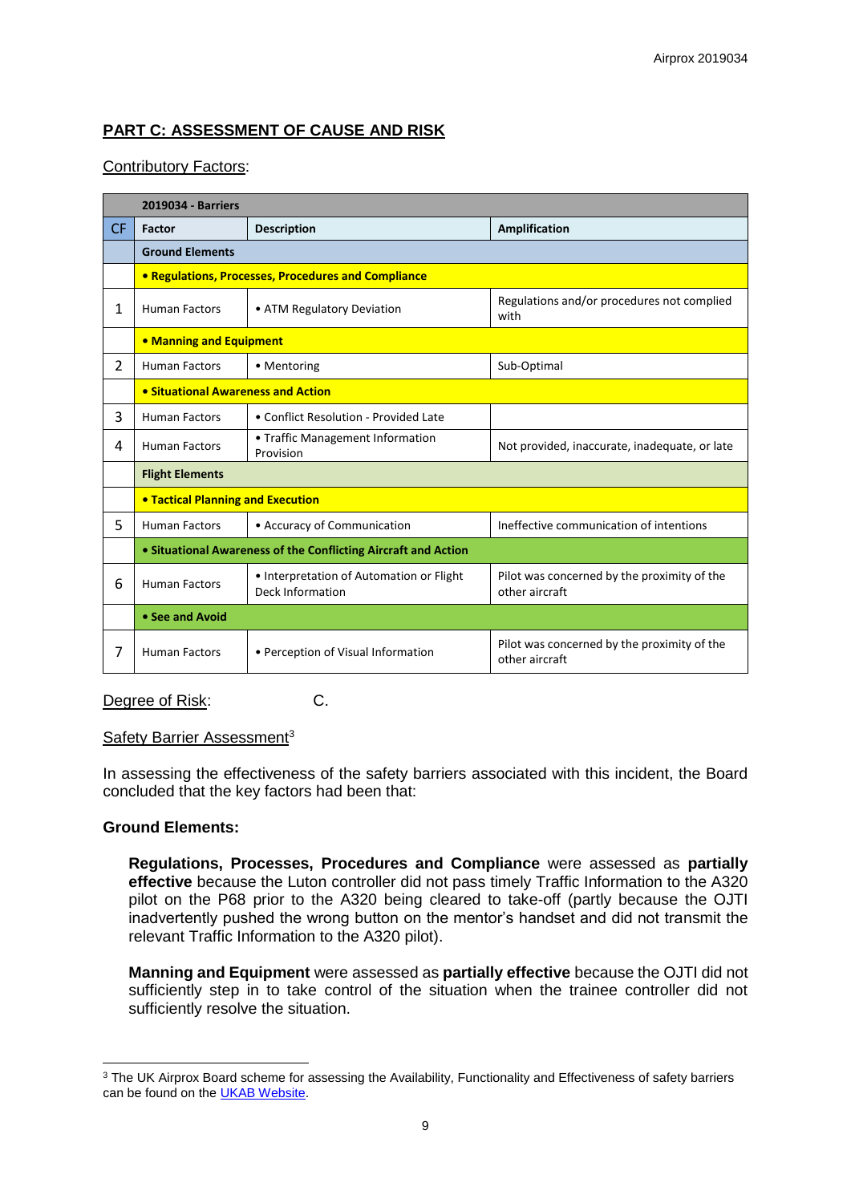## PART C: ASSESSMENT OF CAUSE AND RISK

Contributory Factors:

| | 2019034 - Barriers | | |
|---|---|---|---|
| CF | Factor | Description | Amplification |
| | **Ground Elements** | | |
| | **• Regulations, Processes, Procedures and Compliance** | | |
| 1 | Human Factors | • ATM Regulatory Deviation | Regulations and/or procedures not complied with |
| | **• Manning and Equipment** | | |
| 2 | Human Factors | • Mentoring | Sub-Optimal |
| | **• Situational Awareness and Action** | | |
| 3 | Human Factors | • Conflict Resolution - Provided Late | |
| 4 | Human Factors | • Traffic Management Information Provision | Not provided, inaccurate, inadequate, or late |
| | **Flight Elements** | | |
| | **• Tactical Planning and Execution** | | |
| 5 | Human Factors | • Accuracy of Communication | Ineffective communication of intentions |
| | **• Situational Awareness of the Conflicting Aircraft and Action** | | |
| 6 | Human Factors | • Interpretation of Automation or Flight Deck Information | Pilot was concerned by the proximity of the other aircraft |
| | **• See and Avoid** | | |
| 7 | Human Factors | • Perception of Visual Information | Pilot was concerned by the proximity of the other aircraft |

Degree of Risk: C.

Safety Barrier Assessment[3]

In assessing the effectiveness of the safety barriers associated with this incident, the Board concluded that the key factors had been that:

**Ground Elements:**

**Regulations, Processes, Procedures and Compliance** were assessed as **partially effective** because the Luton controller did not pass timely Traffic Information to the A320 pilot on the P68 prior to the A320 being cleared to take-off (partly because the OJTI inadvertently pushed the wrong button on the mentor's handset and did not transmit the relevant Traffic Information to the A320 pilot).

**Manning and Equipment** were assessed as **partially effective** because the OJTI did not sufficiently step in to take control of the situation when the trainee controller did not sufficiently resolve the situation.

[3] The UK Airprox Board scheme for assessing the Availability, Functionality and Effectiveness of safety barriers can be found on the UKAB Website.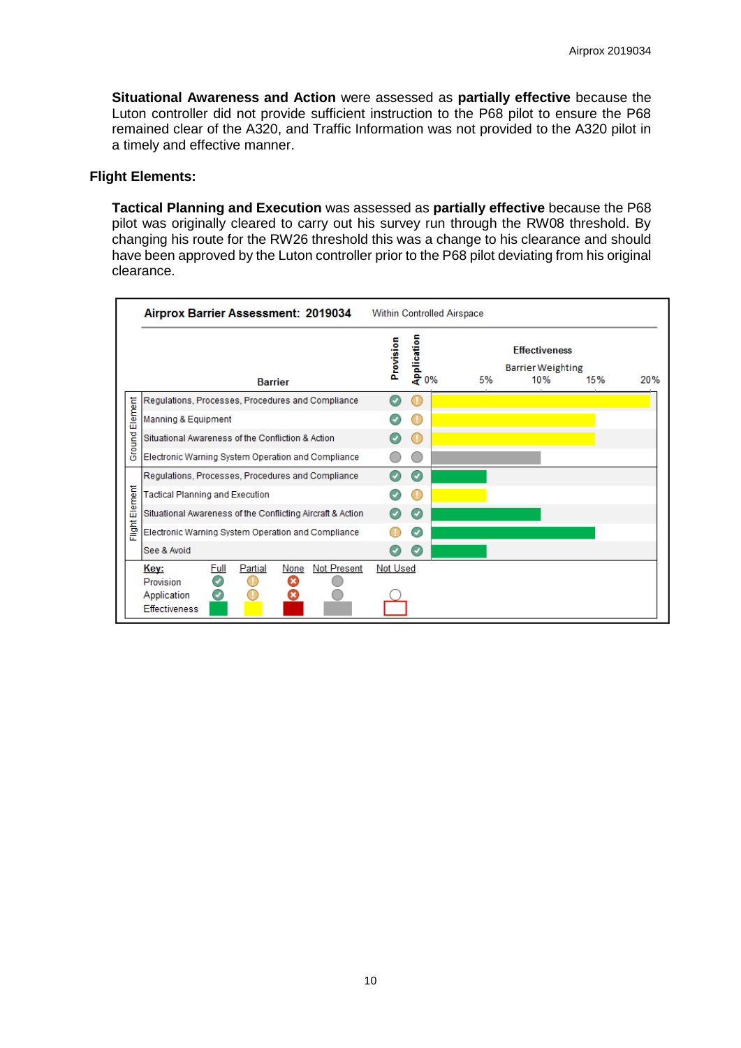**Situational Awareness and Action** were assessed as **partially effective** because the Luton controller did not provide sufficient instruction to the P68 pilot to ensure the P68 remained clear of the A320, and Traffic Information was not provided to the A320 pilot in a timely and effective manner.

**Flight Elements:**

**Tactical Planning and Execution** was assessed as **partially effective** because the P68 pilot was originally cleared to carry out his survey run through the RW08 threshold. By changing his route for the RW26 threshold this was a change to his clearance and should have been approved by the Luton controller prior to the P68 pilot deviating from his original clearance.

**Airprox Barrier Assessment: 2019034**

Within Controlled Airspace

Barrier

Provision

Application

Effectiveness

Barrier Weighting

0%

5%

10%

15%

20%

Ground Element

Regulations, Processes, Procedures and Compliance

Manning & Equipment

Situational Awareness of the Confliction & Action

Electronic Warning System Operation and Compliance

Flight Element

Regulations, Processes, Procedures and Compliance

Tactical Planning and Execution

Situational Awareness of the Conflicting Aircraft & Action

Electronic Warning System Operation and Compliance

See & Avoid

Key:

Full

Partial

None

Not Present

Not Used

Provision

Application

Effectiveness